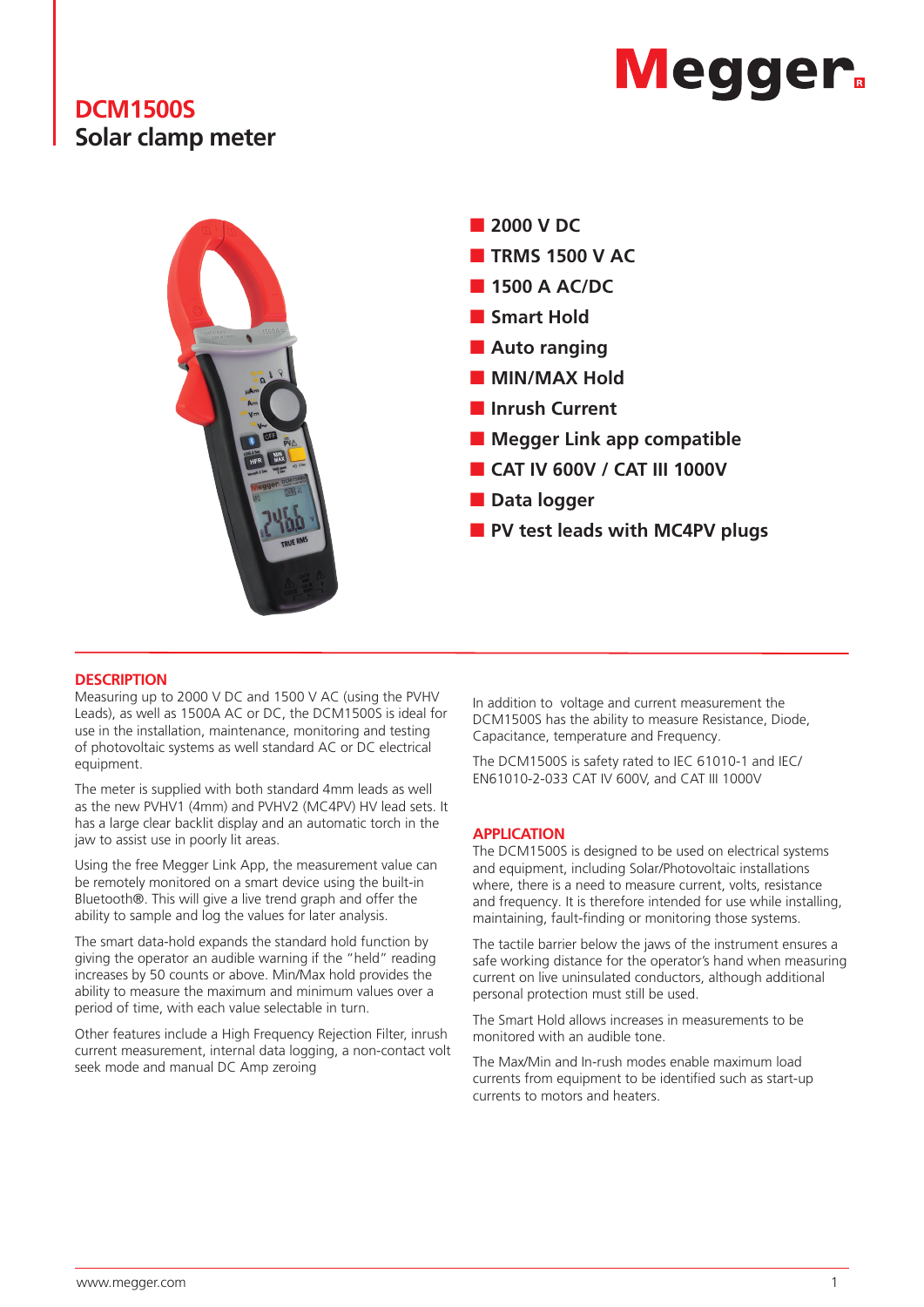# DCM1500S
## Solar clamp meter

- 2000 V DC
- TRMS 1500 V AC
- 1500 A AC/DC
- Smart Hold
- Auto ranging
- MIN/MAX Hold
- Inrush Current
- Megger Link app compatible
- CAT IV 600V / CAT III 1000V
- Data logger
- PV test leads with MC4PV plugs

### DESCRIPTION

Measuring up to 2000 V DC and 1500 V AC (using the PVHV Leads), as well as 1500A AC or DC, the DCM1500S is ideal for use in the installation, maintenance, monitoring and testing of photovoltaic systems as well standard AC or DC electrical equipment.

The meter is supplied with both standard 4mm leads as well as the new PVHV1 (4mm) and PVHV2 (MC4PV) HV lead sets. It has a large clear backlit display and an automatic torch in the jaw to assist use in poorly lit areas.

Using the free Megger Link App, the measurement value can be remotely monitored on a smart device using the built-in Bluetooth®. This will give a live trend graph and offer the ability to sample and log the values for later analysis.

The smart data-hold expands the standard hold function by giving the operator an audible warning if the "held" reading increases by 50 counts or above. Min/Max hold provides the ability to measure the maximum and minimum values over a period of time, with each value selectable in turn.

Other features include a High Frequency Rejection Filter, inrush current measurement, internal data logging, a non-contact volt seek mode and manual DC Amp zeroing

In addition to voltage and current measurement the DCM1500S has the ability to measure Resistance, Diode, Capacitance, temperature and Frequency.

The DCM1500S is safety rated to IEC 61010-1 and IEC/EN61010-2-033 CAT IV 600V, and CAT III 1000V

### APPLICATION

The DCM1500S is designed to be used on electrical systems and equipment, including Solar/Photovoltaic installations where, there is a need to measure current, volts, resistance and frequency. It is therefore intended for use while installing, maintaining, fault-finding or monitoring those systems.

The tactile barrier below the jaws of the instrument ensures a safe working distance for the operator's hand when measuring current on live uninsulated conductors, although additional personal protection must still be used.

The Smart Hold allows increases in measurements to be monitored with an audible tone.

The Max/Min and In-rush modes enable maximum load currents from equipment to be identified such as start-up currents to motors and heaters.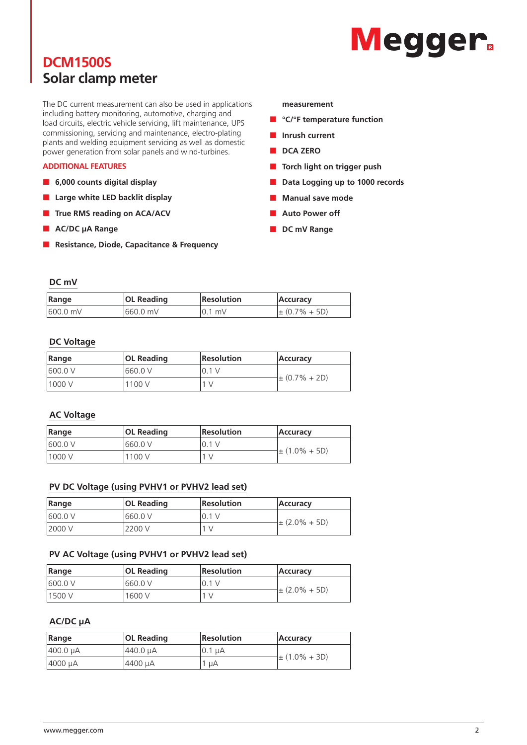# DCM1500S
## Solar clamp meter

The DC current measurement can also be used in applications including battery monitoring, automotive, charging and load circuits, electric vehicle servicing, lift maintenance, UPS commissioning, servicing and maintenance, electro-plating plants and welding equipment servicing as well as domestic power generation from solar panels and wind-turbines.

### ADDITIONAL FEATURES

- **6,000 counts digital display**
- **Large white LED backlit display**
- **True RMS reading on ACA/ACV**
- **AC/DC µA Range**
- **Resistance, Diode, Capacitance & Frequency measurement**
- **°C/°F temperature function**
- **Inrush current**
- **DCA ZERO**
- **Torch light on trigger push**
- **Data Logging up to 1000 records**
- **Manual save mode**
- **Auto Power off**
- **DC mV Range**

### DC mV

| Range | OL Reading | Resolution | Accuracy |
|---|---|---|---|
| 600.0 mV | 660.0 mV | 0.1 mV | ± (0.7% + 5D) |

### DC Voltage

| Range | OL Reading | Resolution | Accuracy |
|---|---|---|---|
| 600.0 V | 660.0 V | 0.1 V | ± (0.7% + 2D) |
| 1000 V | 1100 V | 1 V | |

### AC Voltage

| Range | OL Reading | Resolution | Accuracy |
|---|---|---|---|
| 600.0 V | 660.0 V | 0.1 V | ± (1.0% + 5D) |
| 1000 V | 1100 V | 1 V | |

### PV DC Voltage (using PVHV1 or PVHV2 lead set)

| Range | OL Reading | Resolution | Accuracy |
|---|---|---|---|
| 600.0 V | 660.0 V | 0.1 V | ± (2.0% + 5D) |
| 2000 V | 2200 V | 1 V | |

### PV AC Voltage (using PVHV1 or PVHV2 lead set)

| Range | OL Reading | Resolution | Accuracy |
|---|---|---|---|
| 600.0 V | 660.0 V | 0.1 V | ± (2.0% + 5D) |
| 1500 V | 1600 V | 1 V | |

### AC/DC µA

| Range | OL Reading | Resolution | Accuracy |
|---|---|---|---|
| 400.0 µA | 440.0 µA | 0.1 µA | ± (1.0% + 3D) |
| 4000 µA | 4400 µA | 1 µA | |

www.megger.com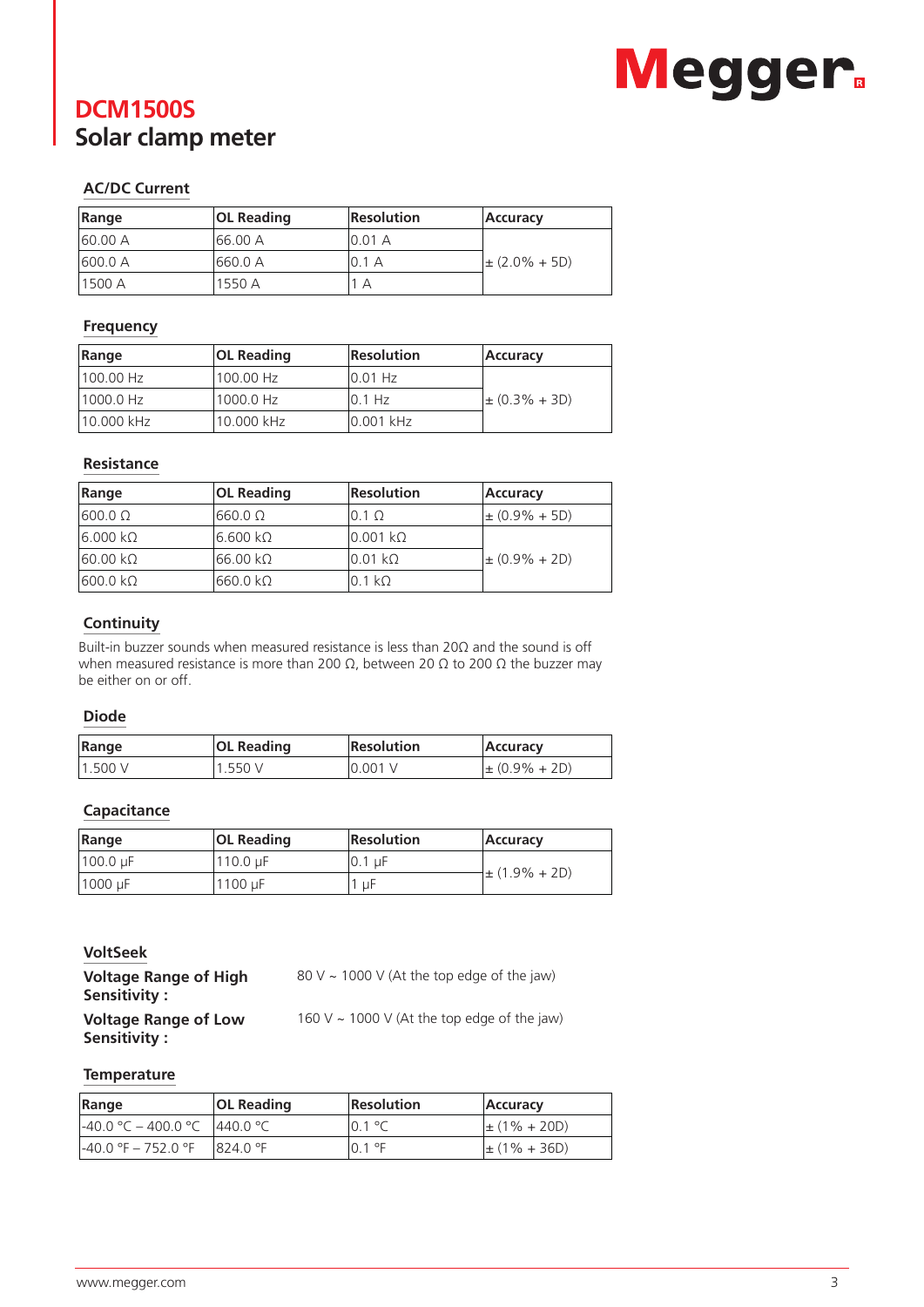# DCM1500S
## Solar clamp meter

### AC/DC Current

| Range | OL Reading | Resolution | Accuracy |
|---|---|---|---|
| 60.00 A | 66.00 A | 0.01 A | ± (2.0% + 5D) |
| 600.0 A | 660.0 A | 0.1 A | |
| 1500 A | 1550 A | 1 A | |

### Frequency

| Range | OL Reading | Resolution | Accuracy |
|---|---|---|---|
| 100.00 Hz | 100.00 Hz | 0.01 Hz | ± (0.3% + 3D) |
| 1000.0 Hz | 1000.0 Hz | 0.1 Hz | |
| 10.000 kHz | 10.000 kHz | 0.001 kHz | |

### Resistance

| Range | OL Reading | Resolution | Accuracy |
|---|---|---|---|
| 600.0 Ω | 660.0 Ω | 0.1 Ω | ± (0.9% + 5D) |
| 6.000 kΩ | 6.600 kΩ | 0.001 kΩ | ± (0.9% + 2D) |
| 60.00 kΩ | 66.00 kΩ | 0.01 kΩ | |
| 600.0 kΩ | 660.0 kΩ | 0.1 kΩ | |

### Continuity

Built-in buzzer sounds when measured resistance is less than 20Ω and the sound is off when measured resistance is more than 200 Ω, between 20 Ω to 200 Ω the buzzer may be either on or off.

### Diode

| Range | OL Reading | Resolution | Accuracy |
|---|---|---|---|
| 1.500 V | 1.550 V | 0.001 V | ± (0.9% + 2D) |

### Capacitance

| Range | OL Reading | Resolution | Accuracy |
|---|---|---|---|
| 100.0 μF | 110.0 μF | 0.1 μF | ± (1.9% + 2D) |
| 1000 μF | 1100 μF | 1 μF | |

### VoltSeek

**Voltage Range of High Sensitivity :** 80 V ~ 1000 V (At the top edge of the jaw)

**Voltage Range of Low Sensitivity :** 160 V ~ 1000 V (At the top edge of the jaw)

### Temperature

| Range | OL Reading | Resolution | Accuracy |
|---|---|---|---|
| -40.0 °C – 400.0 °C | 440.0 °C | 0.1 °C | ± (1% + 20D) |
| -40.0 °F – 752.0 °F | 824.0 °F | 0.1 °F | ± (1% + 36D) |

www.megger.com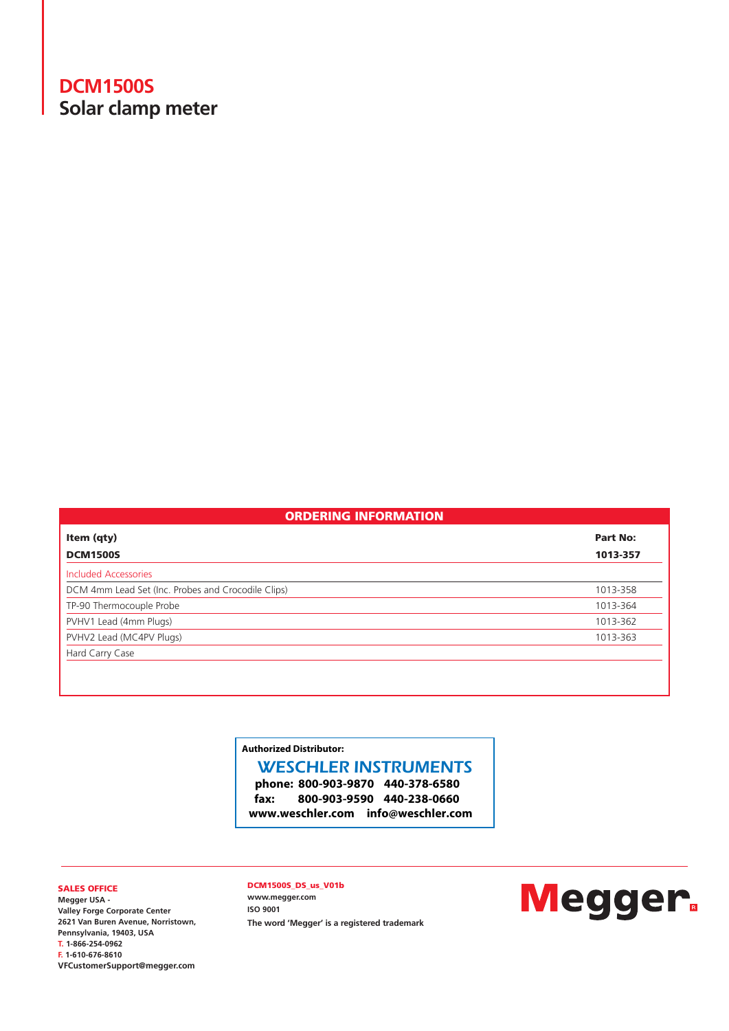# DCM1500S
## Solar clamp meter

## ORDERING INFORMATION

| Item (qty) | Part No: |
|---|---|
| **DCM1500S** | **1013-357** |
| Included Accessories | |
| DCM 4mm Lead Set (Inc. Probes and Crocodile Clips) | 1013-358 |
| TP-90 Thermocouple Probe | 1013-364 |
| PVHV1 Lead (4mm Plugs) | 1013-362 |
| PVHV2 Lead (MC4PV Plugs) | 1013-363 |
| Hard Carry Case | |

**Authorized Distributor:**

**WESCHLER INSTRUMENTS**
**phone: 800-903-9870 440-378-6580**
**fax: 800-903-9590 440-238-0660**
**www.weschler.com info@weschler.com**

**SALES OFFICE**
Megger USA -
Valley Forge Corporate Center
2621 Van Buren Avenue, Norristown,
Pennsylvania, 19403, USA
T. 1-866-254-0962
F. 1-610-676-8610
VFCustomerSupport@megger.com

**DCM1500S_DS_us_V01b**
www.megger.com
ISO 9001
The word 'Megger' is a registered trademark

Megger®